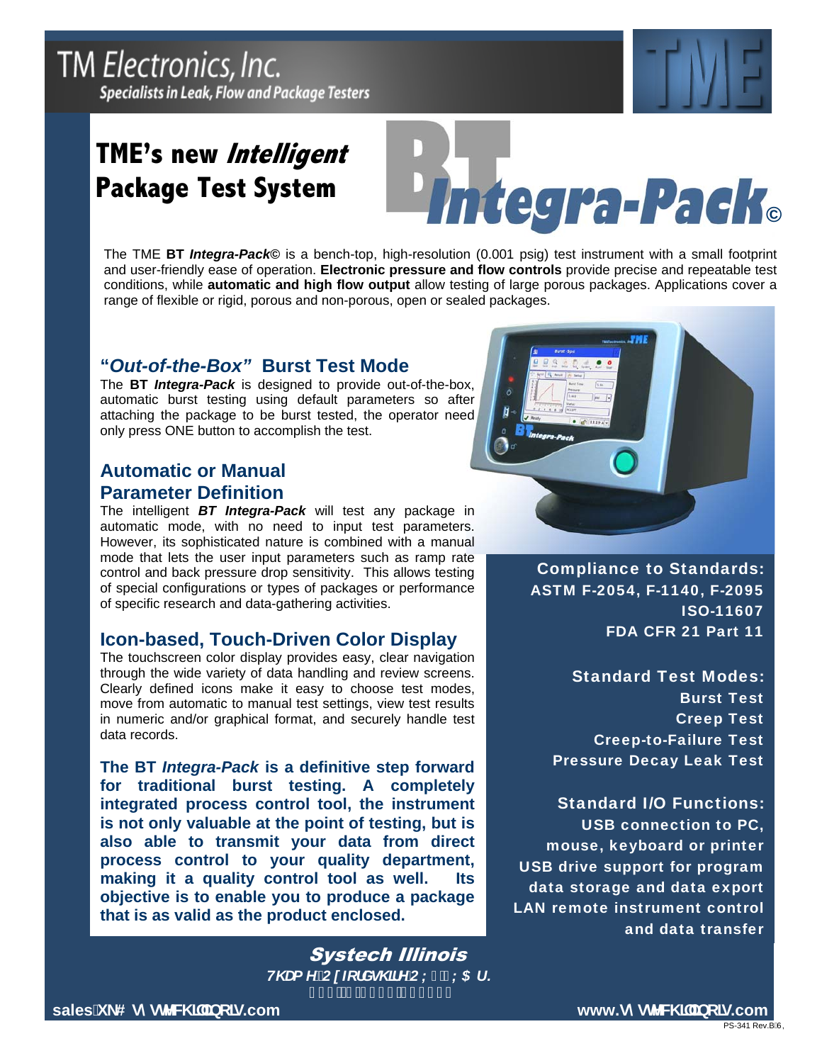# TM Electronics, Inc.

**Specialists in Leak, Flow and Package Testers**

## TME's new *Intelligent* Package Test System

# BT *Integra-Pack*©

The TME **BT *Integra-Pack©*** is a bench-top, high-resolution (0.001 psig) test instrument with a small footprint and user-friendly ease of operation. **Electronic pressure and flow controls** provide precise and repeatable test conditions, while **automatic and high flow output** allow testing of large porous packages. Applications cover a range of flexible or rigid, porous and non-porous, open or sealed packages.

### "*Out-of-the-Box*" Burst Test Mode

The **BT *Integra-Pack*** is designed to provide out-of-the-box, automatic burst testing using default parameters so after attaching the package to be burst tested, the operator need only press ONE button to accomplish the test.

### Automatic or Manual Parameter Definition

The intelligent ***BT Integra-Pack*** will test any package in automatic mode, with no need to input test parameters. However, its sophisticated nature is combined with a manual mode that lets the user input parameters such as ramp rate control and back pressure drop sensitivity. This allows testing of special configurations or types of packages or performance of specific research and data-gathering activities.

### Icon-based, Touch-Driven Color Display

The touchscreen color display provides easy, clear navigation through the wide variety of data handling and review screens. Clearly defined icons make it easy to choose test modes, move from automatic to manual test settings, view test results in numeric and/or graphical format, and securely handle test data records.

**The BT *Integra-Pack* is a definitive step forward for traditional burst testing. A completely integrated process control tool, the instrument is not only valuable at the point of testing, but is also able to transmit your data from direct process control to your quality department, making it a quality control tool as well. Its objective is to enable you to produce a package that is as valid as the product enclosed.**

**Compliance to Standards:**
ASTM F-2054, F-1140, F-2095
ISO-11607
FDA CFR 21 Part 11

**Standard Test Modes:**
Burst Test
Creep Test
Creep-to-Failure Test
Pressure Decay Leak Test

**Standard I/O Functions:**
USB connection to PC, mouse, keyboard or printer
USB drive support for program data storage and data export
LAN remote instrument control and data transfer

**Systech Illinois**

sales@systechillinois.com

www.systechillinois.com

PS-341 Rev.B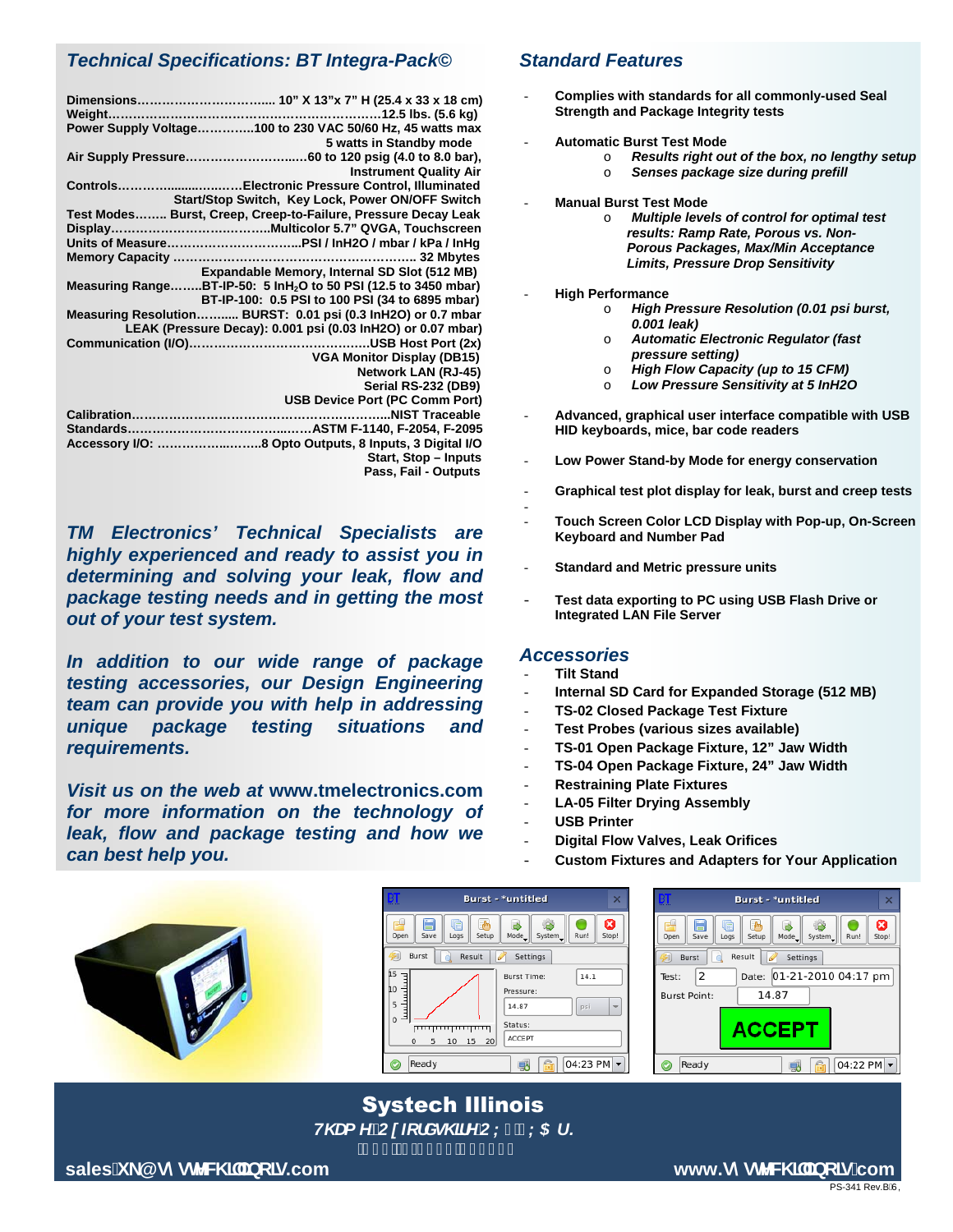## Technical Specifications: BT Integra-Pack©

**Dimensions**…………………………..... 10" X 13"x 7" H (25.4 x 33 x 18 cm)
**Weight**…………………………………………………….12.5 lbs. (5.6 kg)
**Power Supply Voltage**…………..100 to 230 VAC 50/60 Hz, 45 watts max
5 watts in Standby mode
**Air Supply Pressure**……………………..….60 to 120 psig (4.0 to 8.0 bar), Instrument Quality Air
**Controls**……………..............…….Electronic Pressure Control, Illuminated Start/Stop Switch, Key Lock, Power ON/OFF Switch
**Test Modes**…….. Burst, Creep, Creep-to-Failure, Pressure Decay Leak
**Display**…………………………….….…..Multicolor 5.7" QVGA, Touchscreen
**Units of Measure**…………………………...PSI / InH2O / mbar / kPa / InHg
**Memory Capacity** ………………………………………………….. 32 Mbytes
Expandable Memory, Internal SD Slot (512 MB)
**Measuring Range**……..BT-IP-50: 5 $InH_2O$ to 50 PSI (12.5 to 3450 mbar)
BT-IP-100: 0.5 PSI to 100 PSI (34 to 6895 mbar)
**Measuring Resolution**……..... BURST: 0.01 psi (0.3 InH2O) or 0.7 mbar
LEAK (Pressure Decay): 0.001 psi (0.03 InH2O) or 0.07 mbar
**Communication (I/O)**……………………………………USB Host Port (2x)
VGA Monitor Display (DB15)
Network LAN (RJ-45)
Serial RS-232 (DB9)
USB Device Port (PC Comm Port)
**Calibration**……………………………………………………..NIST Traceable
**Standards**…………………………………...……ASTM F-1140, F-2054, F-2095
**Accessory I/O:** ……………...……..8 Opto Outputs, 8 Inputs, 3 Digital I/O
Start, Stop – Inputs
Pass, Fail - Outputs

***TM Electronics' Technical Specialists are highly experienced and ready to assist you in determining and solving your leak, flow and package testing needs and in getting the most out of your test system.***

***In addition to our wide range of package testing accessories, our Design Engineering team can provide you with help in addressing unique package testing situations and requirements.***

***Visit us on the web at* www.tmelectronics.com *for more information on the technology of leak, flow and package testing and how we can best help you.***

## Standard Features

- **Complies with standards for all commonly-used Seal Strength and Package Integrity tests**
- **Automatic Burst Test Mode**
  - ***Results right out of the box, no lengthy setup***
  - ***Senses package size during prefill***
- **Manual Burst Test Mode**
  - ***Multiple levels of control for optimal test results: Ramp Rate, Porous vs. Non-Porous Packages, Max/Min Acceptance Limits, Pressure Drop Sensitivity***
- **High Performance**
  - ***High Pressure Resolution (0.01 psi burst, 0.001 leak)***
  - ***Automatic Electronic Regulator (fast pressure setting)***
  - ***High Flow Capacity (up to 15 CFM)***
  - ***Low Pressure Sensitivity at 5 InH2O***
- **Advanced, graphical user interface compatible with USB HID keyboards, mice, bar code readers**
- **Low Power Stand-by Mode for energy conservation**
- **Graphical test plot display for leak, burst and creep tests**
- **Touch Screen Color LCD Display with Pop-up, On-Screen Keyboard and Number Pad**
- **Standard and Metric pressure units**
- **Test data exporting to PC using USB Flash Drive or Integrated LAN File Server**

## Accessories

- **Tilt Stand**
- **Internal SD Card for Expanded Storage (512 MB)**
- **TS-02 Closed Package Test Fixture**
- **Test Probes (various sizes available)**
- **TS-01 Open Package Fixture, 12" Jaw Width**
- **TS-04 Open Package Fixture, 24" Jaw Width**
- **Restraining Plate Fixtures**
- **LA-05 Filter Drying Assembly**
- **USB Printer**
- **Digital Flow Valves, Leak Orifices**
- **Custom Fixtures and Adapters for Your Application**

**Systech Illinois**

**sales@systechillinois.com** **www.systechillinois.com**

PS-341 Rev.B